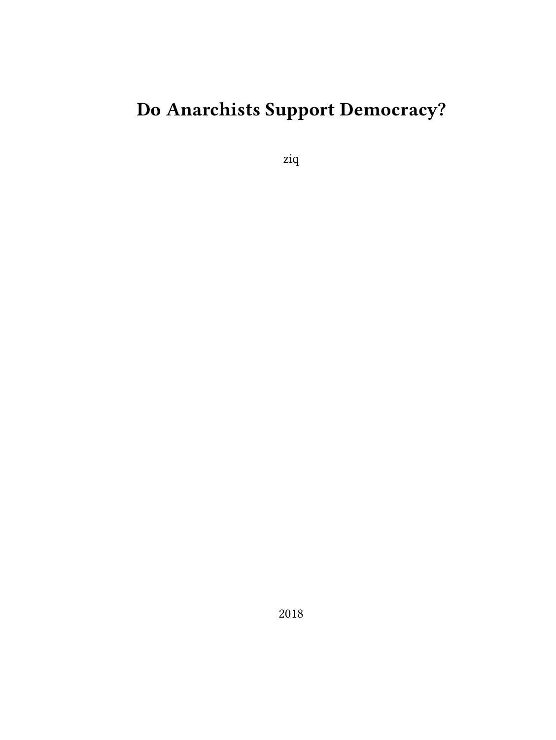# Do Anarchists Support Democracy?

ziq

2018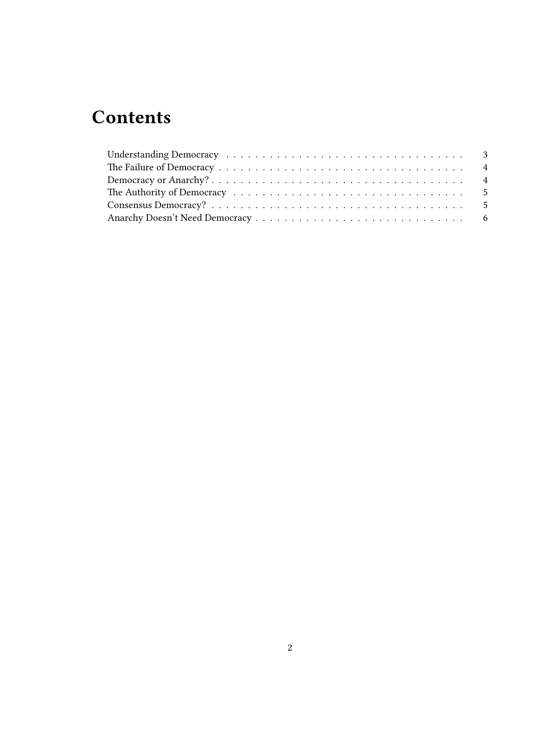# Contents

- Understanding Democracy . . . 3
- The Failure of Democracy . . . 4
- Democracy or Anarchy? . . . 4
- The Authority of Democracy . . . 5
- Consensus Democracy? . . . 5
- Anarchy Doesn't Need Democracy . . . 6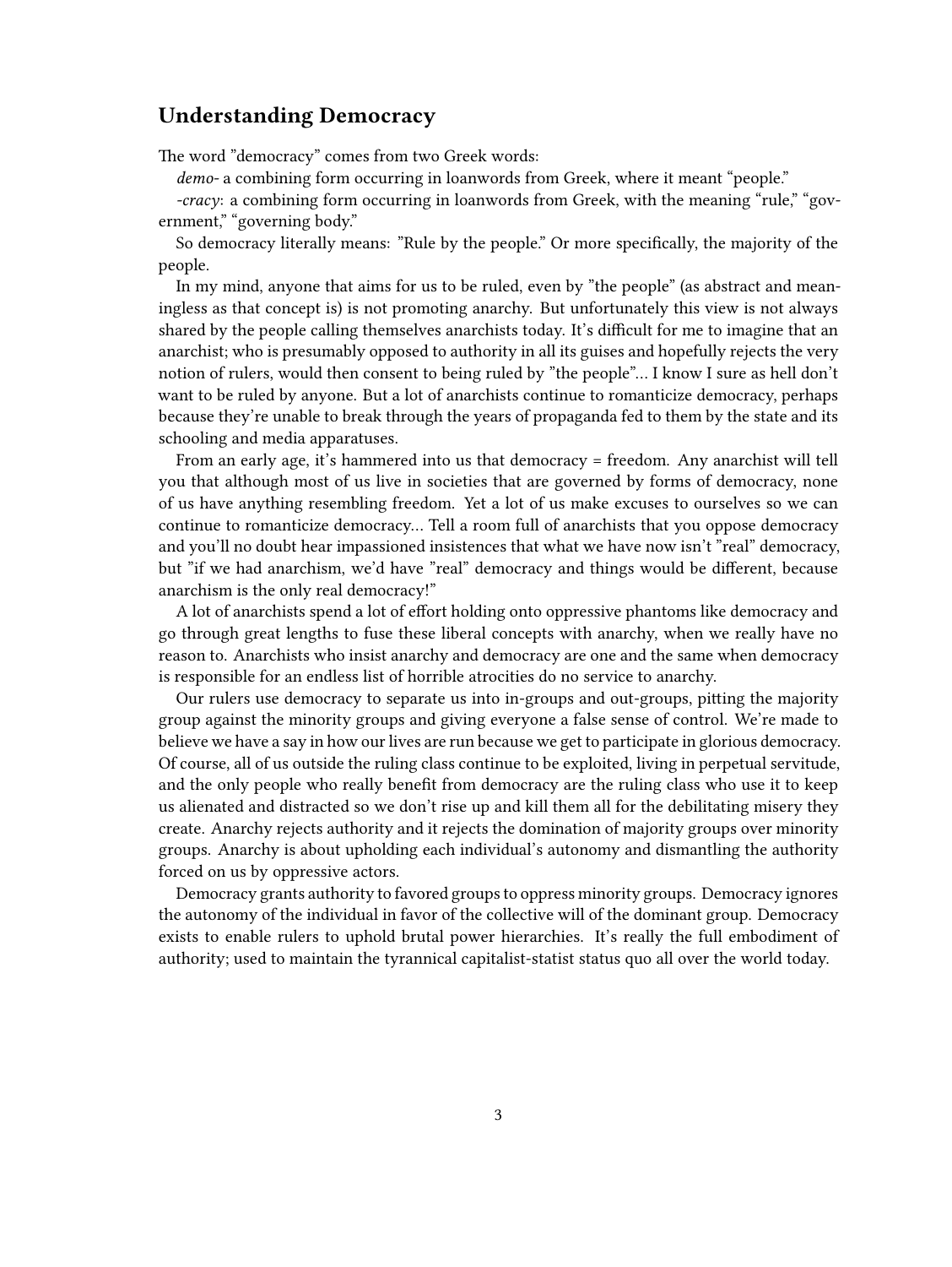## Understanding Democracy

The word ”democracy” comes from two Greek words:

*demo-* a combining form occurring in loanwords from Greek, where it meant “people.”

*-cracy*: a combining form occurring in loanwords from Greek, with the meaning “rule,” “government,” “governing body.”

So democracy literally means: ”Rule by the people.” Or more specifically, the majority of the people.

In my mind, anyone that aims for us to be ruled, even by ”the people” (as abstract and meaningless as that concept is) is not promoting anarchy. But unfortunately this view is not always shared by the people calling themselves anarchists today. It’s difficult for me to imagine that an anarchist; who is presumably opposed to authority in all its guises and hopefully rejects the very notion of rulers, would then consent to being ruled by ”the people”… I know I sure as hell don’t want to be ruled by anyone. But a lot of anarchists continue to romanticize democracy, perhaps because they’re unable to break through the years of propaganda fed to them by the state and its schooling and media apparatuses.

From an early age, it’s hammered into us that democracy = freedom. Any anarchist will tell you that although most of us live in societies that are governed by forms of democracy, none of us have anything resembling freedom. Yet a lot of us make excuses to ourselves so we can continue to romanticize democracy… Tell a room full of anarchists that you oppose democracy and you’ll no doubt hear impassioned insistences that what we have now isn’t ”real” democracy, but ”if we had anarchism, we’d have ”real” democracy and things would be different, because anarchism is the only real democracy!”

A lot of anarchists spend a lot of effort holding onto oppressive phantoms like democracy and go through great lengths to fuse these liberal concepts with anarchy, when we really have no reason to. Anarchists who insist anarchy and democracy are one and the same when democracy is responsible for an endless list of horrible atrocities do no service to anarchy.

Our rulers use democracy to separate us into in-groups and out-groups, pitting the majority group against the minority groups and giving everyone a false sense of control. We’re made to believe we have a say in how our lives are run because we get to participate in glorious democracy. Of course, all of us outside the ruling class continue to be exploited, living in perpetual servitude, and the only people who really benefit from democracy are the ruling class who use it to keep us alienated and distracted so we don’t rise up and kill them all for the debilitating misery they create. Anarchy rejects authority and it rejects the domination of majority groups over minority groups. Anarchy is about upholding each individual’s autonomy and dismantling the authority forced on us by oppressive actors.

Democracy grants authority to favored groups to oppress minority groups. Democracy ignores the autonomy of the individual in favor of the collective will of the dominant group. Democracy exists to enable rulers to uphold brutal power hierarchies. It’s really the full embodiment of authority; used to maintain the tyrannical capitalist-statist status quo all over the world today.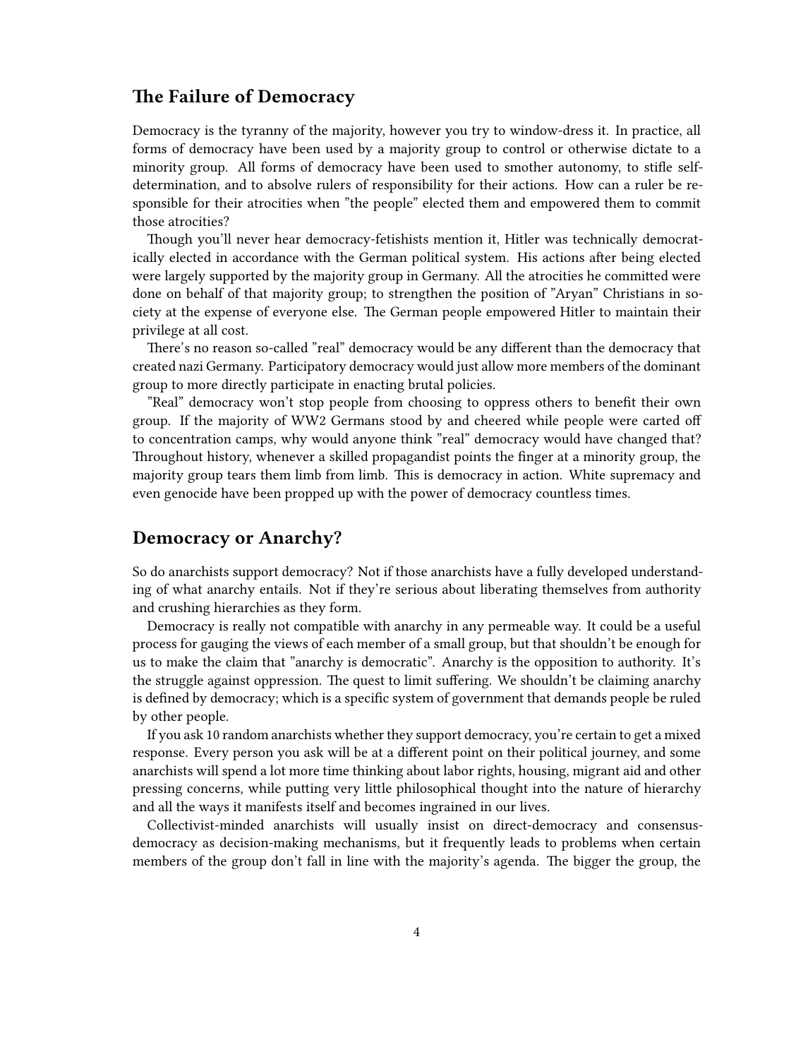## The Failure of Democracy

Democracy is the tyranny of the majority, however you try to window-dress it. In practice, all forms of democracy have been used by a majority group to control or otherwise dictate to a minority group. All forms of democracy have been used to smother autonomy, to stifle self-determination, and to absolve rulers of responsibility for their actions. How can a ruler be responsible for their atrocities when "the people" elected them and empowered them to commit those atrocities?

Though you'll never hear democracy-fetishists mention it, Hitler was technically democratically elected in accordance with the German political system. His actions after being elected were largely supported by the majority group in Germany. All the atrocities he committed were done on behalf of that majority group; to strengthen the position of "Aryan" Christians in society at the expense of everyone else. The German people empowered Hitler to maintain their privilege at all cost.

There's no reason so-called "real" democracy would be any different than the democracy that created nazi Germany. Participatory democracy would just allow more members of the dominant group to more directly participate in enacting brutal policies.

"Real" democracy won't stop people from choosing to oppress others to benefit their own group. If the majority of WW2 Germans stood by and cheered while people were carted off to concentration camps, why would anyone think "real" democracy would have changed that? Throughout history, whenever a skilled propagandist points the finger at a minority group, the majority group tears them limb from limb. This is democracy in action. White supremacy and even genocide have been propped up with the power of democracy countless times.

## Democracy or Anarchy?

So do anarchists support democracy? Not if those anarchists have a fully developed understanding of what anarchy entails. Not if they're serious about liberating themselves from authority and crushing hierarchies as they form.

Democracy is really not compatible with anarchy in any permeable way. It could be a useful process for gauging the views of each member of a small group, but that shouldn't be enough for us to make the claim that "anarchy is democratic". Anarchy is the opposition to authority. It's the struggle against oppression. The quest to limit suffering. We shouldn't be claiming anarchy is defined by democracy; which is a specific system of government that demands people be ruled by other people.

If you ask 10 random anarchists whether they support democracy, you're certain to get a mixed response. Every person you ask will be at a different point on their political journey, and some anarchists will spend a lot more time thinking about labor rights, housing, migrant aid and other pressing concerns, while putting very little philosophical thought into the nature of hierarchy and all the ways it manifests itself and becomes ingrained in our lives.

Collectivist-minded anarchists will usually insist on direct-democracy and consensus-democracy as decision-making mechanisms, but it frequently leads to problems when certain members of the group don't fall in line with the majority's agenda. The bigger the group, the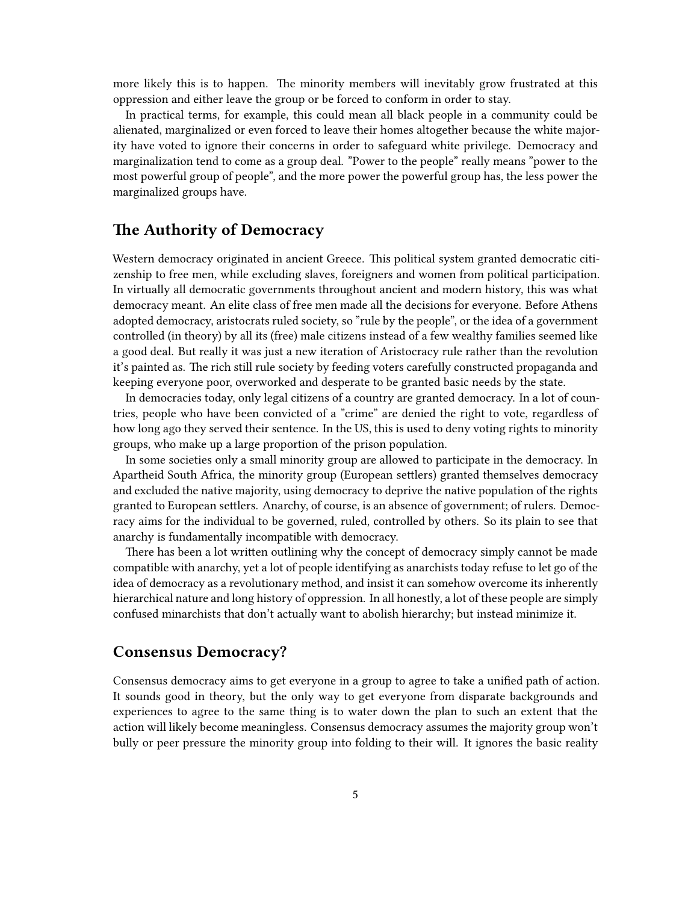more likely this is to happen. The minority members will inevitably grow frustrated at this oppression and either leave the group or be forced to conform in order to stay.

In practical terms, for example, this could mean all black people in a community could be alienated, marginalized or even forced to leave their homes altogether because the white majority have voted to ignore their concerns in order to safeguard white privilege. Democracy and marginalization tend to come as a group deal. "Power to the people" really means "power to the most powerful group of people", and the more power the powerful group has, the less power the marginalized groups have.

## The Authority of Democracy

Western democracy originated in ancient Greece. This political system granted democratic citizenship to free men, while excluding slaves, foreigners and women from political participation. In virtually all democratic governments throughout ancient and modern history, this was what democracy meant. An elite class of free men made all the decisions for everyone. Before Athens adopted democracy, aristocrats ruled society, so "rule by the people", or the idea of a government controlled (in theory) by all its (free) male citizens instead of a few wealthy families seemed like a good deal. But really it was just a new iteration of Aristocracy rule rather than the revolution it's painted as. The rich still rule society by feeding voters carefully constructed propaganda and keeping everyone poor, overworked and desperate to be granted basic needs by the state.

In democracies today, only legal citizens of a country are granted democracy. In a lot of countries, people who have been convicted of a "crime" are denied the right to vote, regardless of how long ago they served their sentence. In the US, this is used to deny voting rights to minority groups, who make up a large proportion of the prison population.

In some societies only a small minority group are allowed to participate in the democracy. In Apartheid South Africa, the minority group (European settlers) granted themselves democracy and excluded the native majority, using democracy to deprive the native population of the rights granted to European settlers. Anarchy, of course, is an absence of government; of rulers. Democracy aims for the individual to be governed, ruled, controlled by others. So its plain to see that anarchy is fundamentally incompatible with democracy.

There has been a lot written outlining why the concept of democracy simply cannot be made compatible with anarchy, yet a lot of people identifying as anarchists today refuse to let go of the idea of democracy as a revolutionary method, and insist it can somehow overcome its inherently hierarchical nature and long history of oppression. In all honestly, a lot of these people are simply confused minarchists that don't actually want to abolish hierarchy; but instead minimize it.

## Consensus Democracy?

Consensus democracy aims to get everyone in a group to agree to take a unified path of action. It sounds good in theory, but the only way to get everyone from disparate backgrounds and experiences to agree to the same thing is to water down the plan to such an extent that the action will likely become meaningless. Consensus democracy assumes the majority group won't bully or peer pressure the minority group into folding to their will. It ignores the basic reality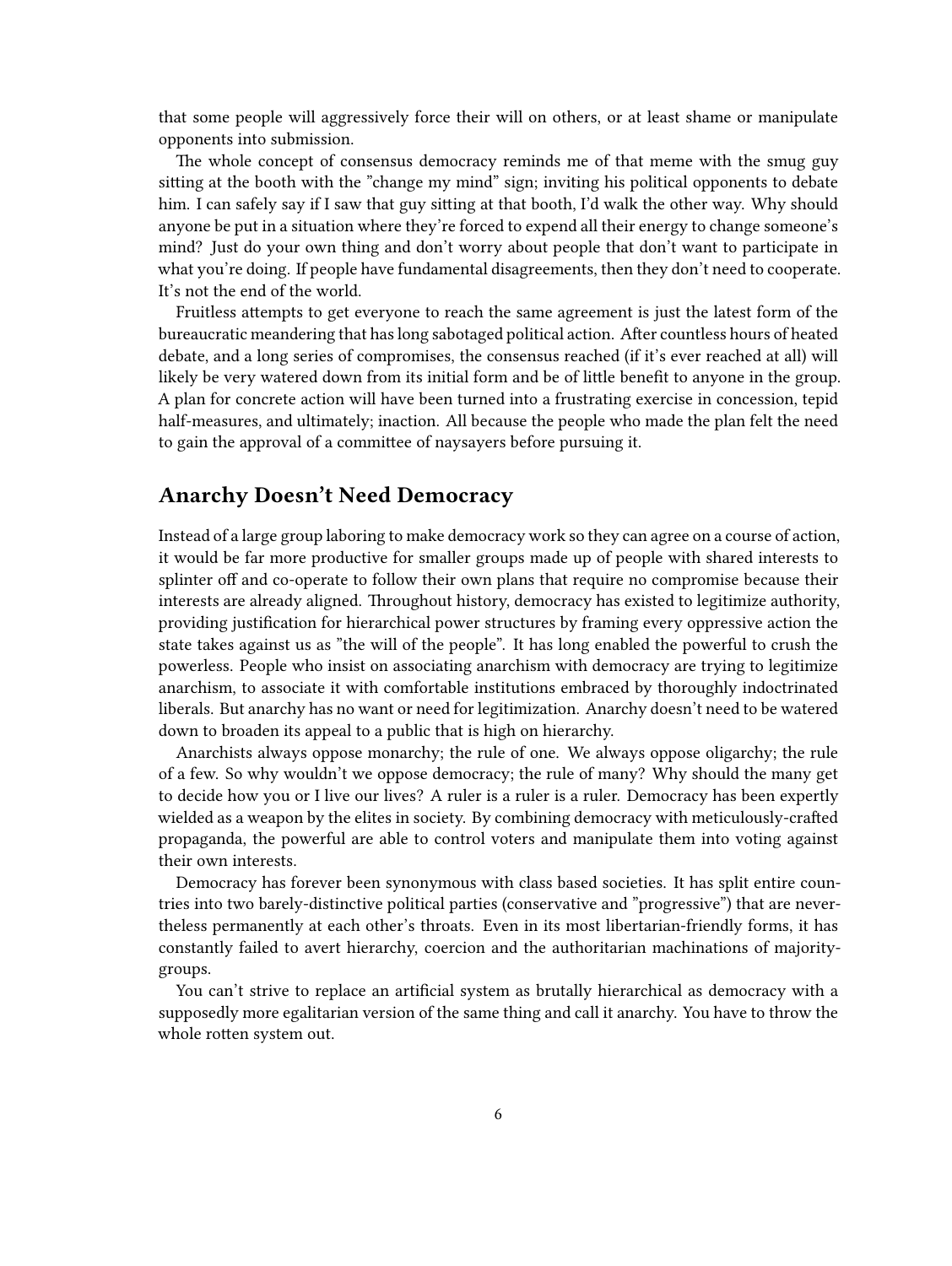that some people will aggressively force their will on others, or at least shame or manipulate opponents into submission.

The whole concept of consensus democracy reminds me of that meme with the smug guy sitting at the booth with the "change my mind" sign; inviting his political opponents to debate him. I can safely say if I saw that guy sitting at that booth, I'd walk the other way. Why should anyone be put in a situation where they're forced to expend all their energy to change someone's mind? Just do your own thing and don't worry about people that don't want to participate in what you're doing. If people have fundamental disagreements, then they don't need to cooperate. It's not the end of the world.

Fruitless attempts to get everyone to reach the same agreement is just the latest form of the bureaucratic meandering that has long sabotaged political action. After countless hours of heated debate, and a long series of compromises, the consensus reached (if it's ever reached at all) will likely be very watered down from its initial form and be of little benefit to anyone in the group. A plan for concrete action will have been turned into a frustrating exercise in concession, tepid half-measures, and ultimately; inaction. All because the people who made the plan felt the need to gain the approval of a committee of naysayers before pursuing it.

## Anarchy Doesn't Need Democracy

Instead of a large group laboring to make democracy work so they can agree on a course of action, it would be far more productive for smaller groups made up of people with shared interests to splinter off and co-operate to follow their own plans that require no compromise because their interests are already aligned. Throughout history, democracy has existed to legitimize authority, providing justification for hierarchical power structures by framing every oppressive action the state takes against us as "the will of the people". It has long enabled the powerful to crush the powerless. People who insist on associating anarchism with democracy are trying to legitimize anarchism, to associate it with comfortable institutions embraced by thoroughly indoctrinated liberals. But anarchy has no want or need for legitimization. Anarchy doesn't need to be watered down to broaden its appeal to a public that is high on hierarchy.

Anarchists always oppose monarchy; the rule of one. We always oppose oligarchy; the rule of a few. So why wouldn't we oppose democracy; the rule of many? Why should the many get to decide how you or I live our lives? A ruler is a ruler is a ruler. Democracy has been expertly wielded as a weapon by the elites in society. By combining democracy with meticulously-crafted propaganda, the powerful are able to control voters and manipulate them into voting against their own interests.

Democracy has forever been synonymous with class based societies. It has split entire countries into two barely-distinctive political parties (conservative and "progressive") that are nevertheless permanently at each other's throats. Even in its most libertarian-friendly forms, it has constantly failed to avert hierarchy, coercion and the authoritarian machinations of majority-groups.

You can't strive to replace an artificial system as brutally hierarchical as democracy with a supposedly more egalitarian version of the same thing and call it anarchy. You have to throw the whole rotten system out.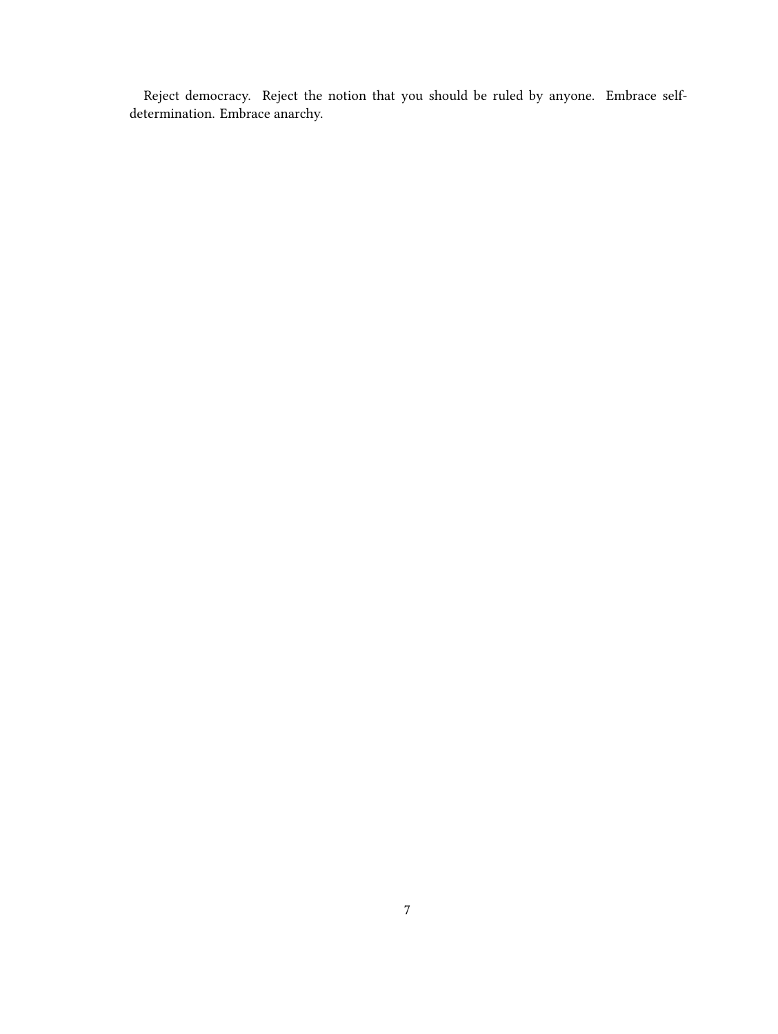Reject democracy. Reject the notion that you should be ruled by anyone. Embrace self-determination. Embrace anarchy.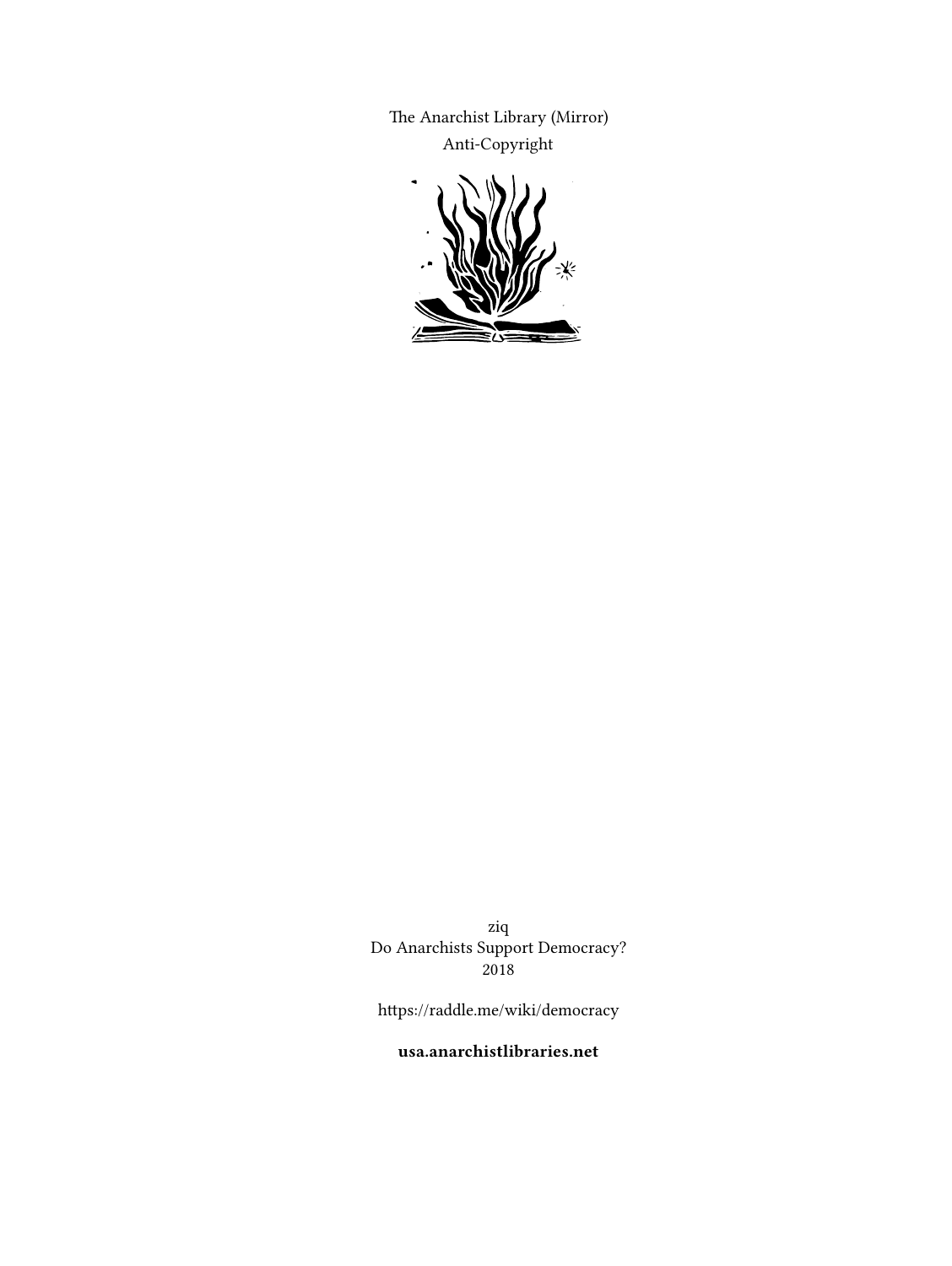The Anarchist Library (Mirror)
Anti-Copyright

ziq
Do Anarchists Support Democracy?
2018

https://raddle.me/wiki/democracy

**usa.anarchistlibraries.net**